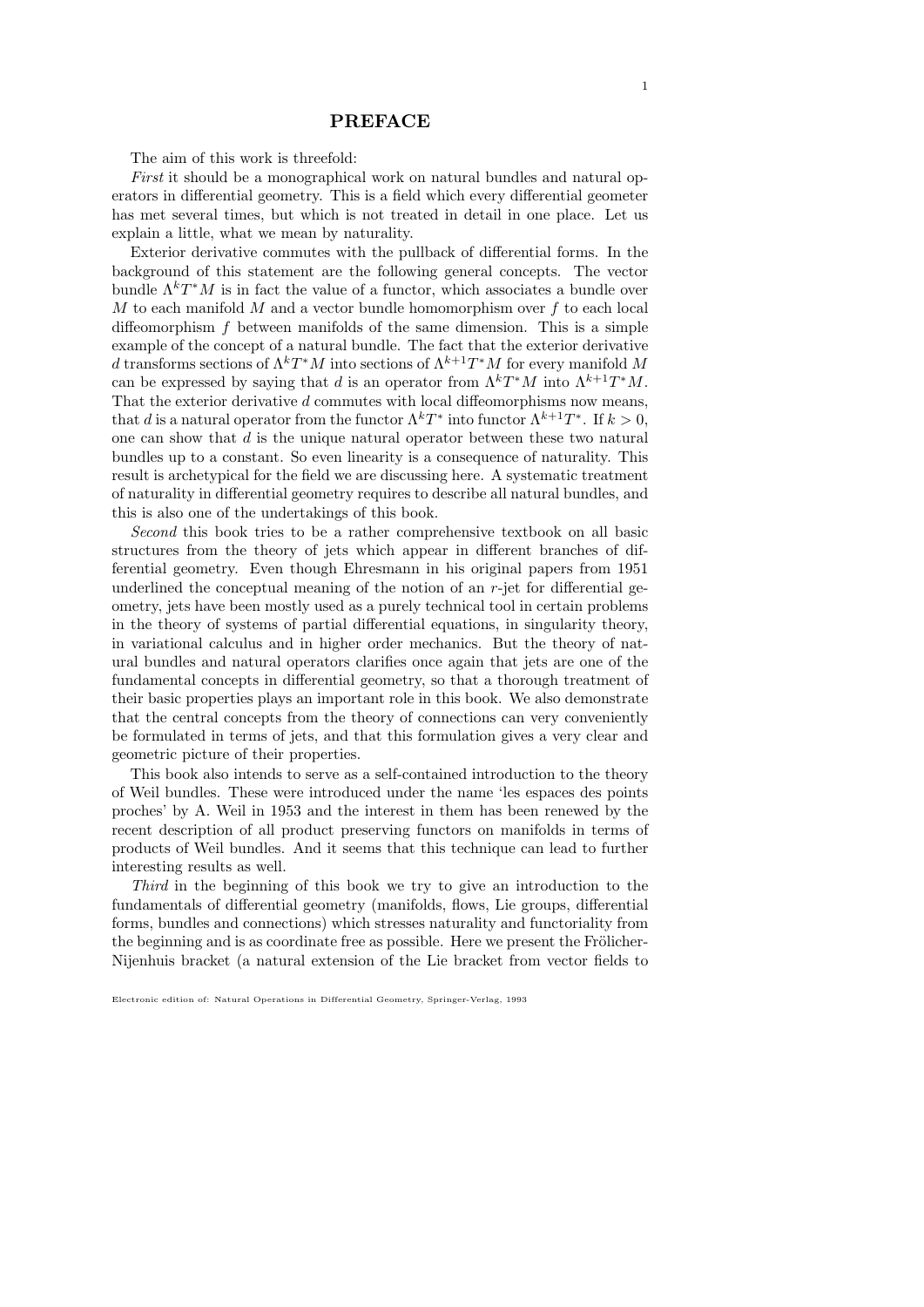# PREFACE

The aim of this work is threefold:

*First* it should be a monographical work on natural bundles and natural operators in differential geometry. This is a field which every differential geometer has met several times, but which is not treated in detail in one place. Let us explain a little, what we mean by naturality.

Exterior derivative commutes with the pullback of differential forms. In the background of this statement are the following general concepts. The vector bundle $\Lambda^k T^*M$ is in fact the value of a functor, which associates a bundle over $M$ to each manifold $M$ and a vector bundle homomorphism over $f$ to each local diffeomorphism $f$ between manifolds of the same dimension. This is a simple example of the concept of a natural bundle. The fact that the exterior derivative $d$ transforms sections of $\Lambda^k T^*M$ into sections of $\Lambda^{k+1} T^*M$ for every manifold $M$ can be expressed by saying that $d$ is an operator from $\Lambda^k T^*M$ into $\Lambda^{k+1} T^*M$. That the exterior derivative $d$ commutes with local diffeomorphisms now means, that $d$ is a natural operator from the functor $\Lambda^k T^*$ into functor $\Lambda^{k+1} T^*$. If $k > 0$, one can show that $d$ is the unique natural operator between these two natural bundles up to a constant. So even linearity is a consequence of naturality. This result is archetypical for the field we are discussing here. A systematic treatment of naturality in differential geometry requires to describe all natural bundles, and this is also one of the undertakings of this book.

*Second* this book tries to be a rather comprehensive textbook on all basic structures from the theory of jets which appear in different branches of differential geometry. Even though Ehresmann in his original papers from 1951 underlined the conceptual meaning of the notion of an $r$-jet for differential geometry, jets have been mostly used as a purely technical tool in certain problems in the theory of systems of partial differential equations, in singularity theory, in variational calculus and in higher order mechanics. But the theory of natural bundles and natural operators clarifies once again that jets are one of the fundamental concepts in differential geometry, so that a thorough treatment of their basic properties plays an important role in this book. We also demonstrate that the central concepts from the theory of connections can very conveniently be formulated in terms of jets, and that this formulation gives a very clear and geometric picture of their properties.

This book also intends to serve as a self-contained introduction to the theory of Weil bundles. These were introduced under the name 'les espaces des points proches' by A. Weil in 1953 and the interest in them has been renewed by the recent description of all product preserving functors on manifolds in terms of products of Weil bundles. And it seems that this technique can lead to further interesting results as well.

*Third* in the beginning of this book we try to give an introduction to the fundamentals of differential geometry (manifolds, flows, Lie groups, differential forms, bundles and connections) which stresses naturality and functoriality from the beginning and is as coordinate free as possible. Here we present the Frölicher-Nijenhuis bracket (a natural extension of the Lie bracket from vector fields to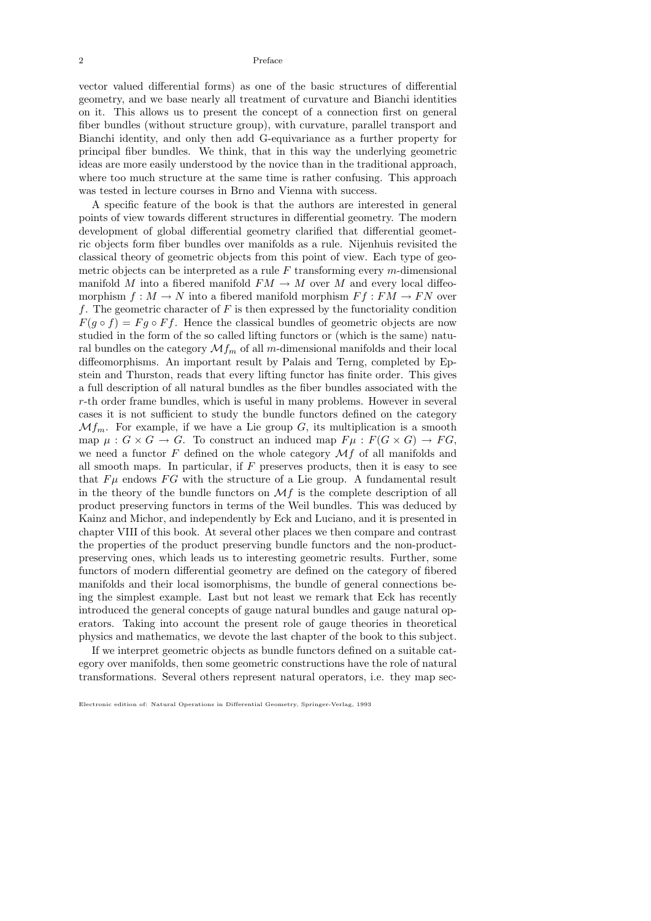vector valued differential forms) as one of the basic structures of differential geometry, and we base nearly all treatment of curvature and Bianchi identities on it. This allows us to present the concept of a connection first on general fiber bundles (without structure group), with curvature, parallel transport and Bianchi identity, and only then add G-equivariance as a further property for principal fiber bundles. We think, that in this way the underlying geometric ideas are more easily understood by the novice than in the traditional approach, where too much structure at the same time is rather confusing. This approach was tested in lecture courses in Brno and Vienna with success.

A specific feature of the book is that the authors are interested in general points of view towards different structures in differential geometry. The modern development of global differential geometry clarified that differential geometric objects form fiber bundles over manifolds as a rule. Nijenhuis revisited the classical theory of geometric objects from this point of view. Each type of geometric objects can be interpreted as a rule $F$ transforming every $m$-dimensional manifold $M$ into a fibered manifold $FM \to M$ over $M$ and every local diffeomorphism $f : M \to N$ into a fibered manifold morphism $Ff : FM \to FN$ over $f$. The geometric character of $F$ is then expressed by the functoriality condition $F(g \circ f) = Fg \circ Ff$. Hence the classical bundles of geometric objects are now studied in the form of the so called lifting functors or (which is the same) natural bundles on the category $\mathcal{M}f_m$ of all $m$-dimensional manifolds and their local diffeomorphisms. An important result by Palais and Terng, completed by Epstein and Thurston, reads that every lifting functor has finite order. This gives a full description of all natural bundles as the fiber bundles associated with the $r$-th order frame bundles, which is useful in many problems. However in several cases it is not sufficient to study the bundle functors defined on the category $\mathcal{M}f_m$. For example, if we have a Lie group $G$, its multiplication is a smooth map $\mu : G \times G \to G$. To construct an induced map $F\mu : F(G \times G) \to FG$, we need a functor $F$ defined on the whole category $\mathcal{M}f$ of all manifolds and all smooth maps. In particular, if $F$ preserves products, then it is easy to see that $F\mu$ endows $FG$ with the structure of a Lie group. A fundamental result in the theory of the bundle functors on $\mathcal{M}f$ is the complete description of all product preserving functors in terms of the Weil bundles. This was deduced by Kainz and Michor, and independently by Eck and Luciano, and it is presented in chapter VIII of this book. At several other places we then compare and contrast the properties of the product preserving bundle functors and the non-product-preserving ones, which leads us to interesting geometric results. Further, some functors of modern differential geometry are defined on the category of fibered manifolds and their local isomorphisms, the bundle of general connections being the simplest example. Last but not least we remark that Eck has recently introduced the general concepts of gauge natural bundles and gauge natural operators. Taking into account the present role of gauge theories in theoretical physics and mathematics, we devote the last chapter of the book to this subject.

If we interpret geometric objects as bundle functors defined on a suitable category over manifolds, then some geometric constructions have the role of natural transformations. Several others represent natural operators, i.e. they map sec-

Electronic edition of: Natural Operations in Differential Geometry, Springer-Verlag, 1993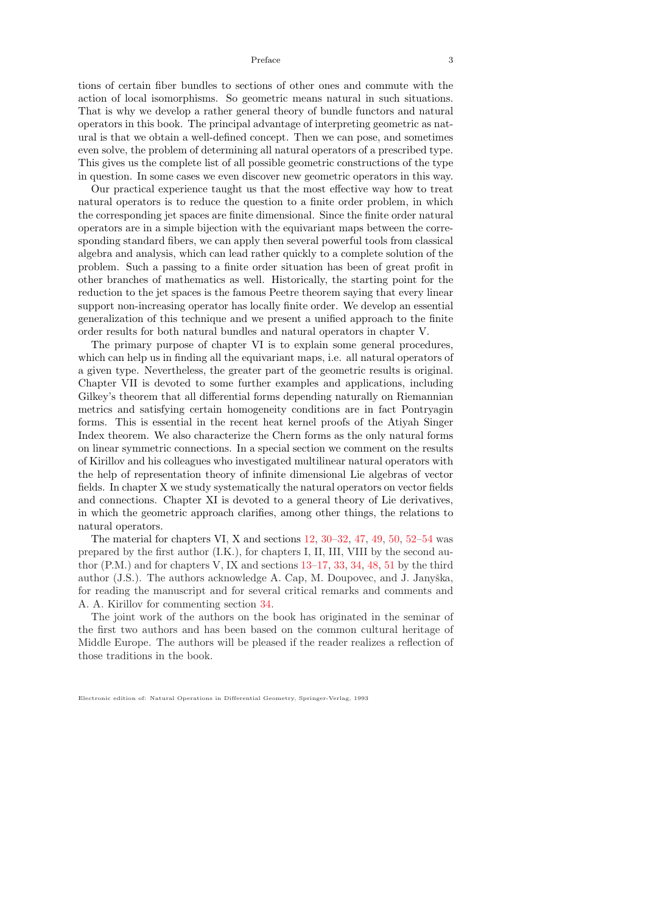tions of certain fiber bundles to sections of other ones and commute with the action of local isomorphisms. So geometric means natural in such situations. That is why we develop a rather general theory of bundle functors and natural operators in this book. The principal advantage of interpreting geometric as natural is that we obtain a well-defined concept. Then we can pose, and sometimes even solve, the problem of determining all natural operators of a prescribed type. This gives us the complete list of all possible geometric constructions of the type in question. In some cases we even discover new geometric operators in this way.

Our practical experience taught us that the most effective way how to treat natural operators is to reduce the question to a finite order problem, in which the corresponding jet spaces are finite dimensional. Since the finite order natural operators are in a simple bijection with the equivariant maps between the corresponding standard fibers, we can apply then several powerful tools from classical algebra and analysis, which can lead rather quickly to a complete solution of the problem. Such a passing to a finite order situation has been of great profit in other branches of mathematics as well. Historically, the starting point for the reduction to the jet spaces is the famous Peetre theorem saying that every linear support non-increasing operator has locally finite order. We develop an essential generalization of this technique and we present a unified approach to the finite order results for both natural bundles and natural operators in chapter V.

The primary purpose of chapter VI is to explain some general procedures, which can help us in finding all the equivariant maps, i.e. all natural operators of a given type. Nevertheless, the greater part of the geometric results is original. Chapter VII is devoted to some further examples and applications, including Gilkey's theorem that all differential forms depending naturally on Riemannian metrics and satisfying certain homogeneity conditions are in fact Pontryagin forms. This is essential in the recent heat kernel proofs of the Atiyah Singer Index theorem. We also characterize the Chern forms as the only natural forms on linear symmetric connections. In a special section we comment on the results of Kirillov and his colleagues who investigated multilinear natural operators with the help of representation theory of infinite dimensional Lie algebras of vector fields. In chapter X we study systematically the natural operators on vector fields and connections. Chapter XI is devoted to a general theory of Lie derivatives, in which the geometric approach clarifies, among other things, the relations to natural operators.

The material for chapters VI, X and sections 12, 30–32, 47, 49, 50, 52–54 was prepared by the first author (I.K.), for chapters I, II, III, VIII by the second author (P.M.) and for chapters V, IX and sections 13–17, 33, 34, 48, 51 by the third author (J.S.). The authors acknowledge A. Cap, M. Doupovec, and J. Janyška, for reading the manuscript and for several critical remarks and comments and A. A. Kirillov for commenting section 34.

The joint work of the authors on the book has originated in the seminar of the first two authors and has been based on the common cultural heritage of Middle Europe. The authors will be pleased if the reader realizes a reflection of those traditions in the book.